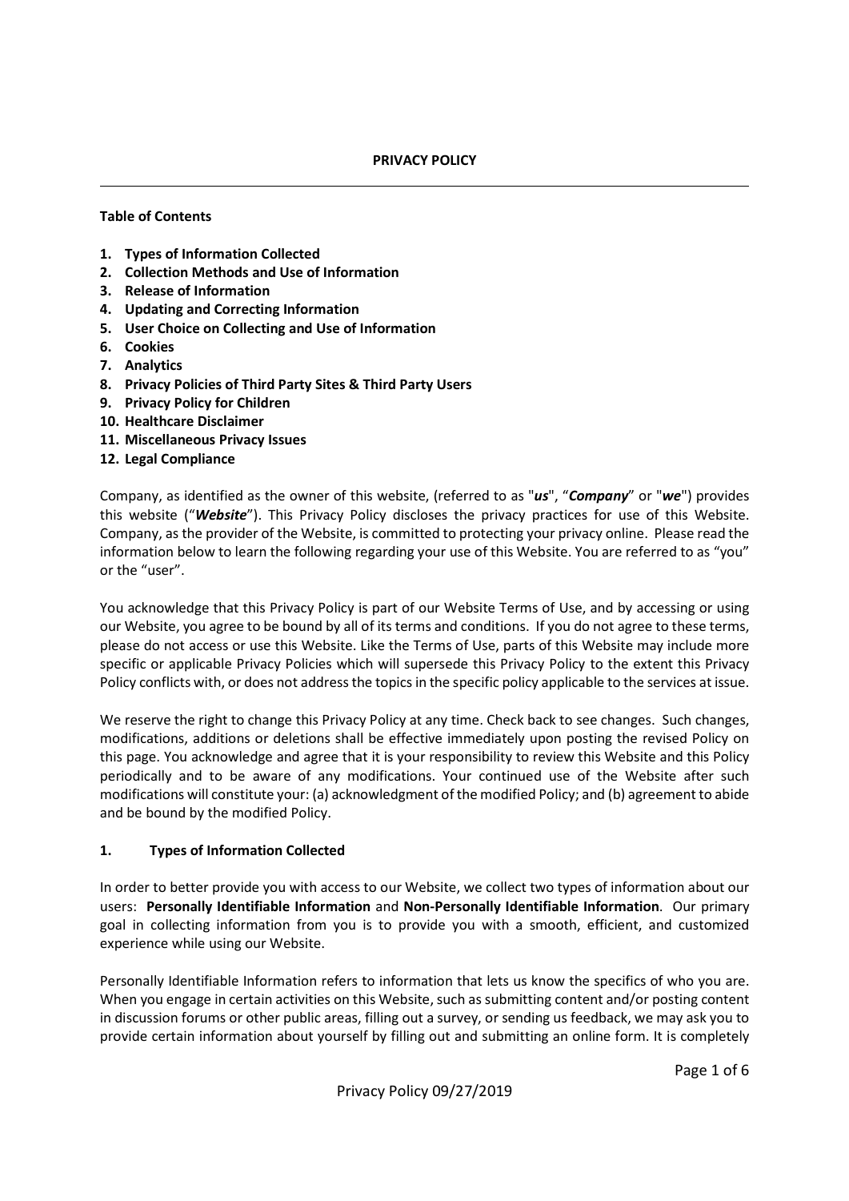# PRIVACY POLICY

---

**Table of Contents**

1. **Types of Information Collected**
2. **Collection Methods and Use of Information**
3. **Release of Information**
4. **Updating and Correcting Information**
5. **User Choice on Collecting and Use of Information**
6. **Cookies**
7. **Analytics**
8. **Privacy Policies of Third Party Sites & Third Party Users**
9. **Privacy Policy for Children**
10. **Healthcare Disclaimer**
11. **Miscellaneous Privacy Issues**
12. **Legal Compliance**

Company, as identified as the owner of this website, (referred to as "***us***", "***Company***" or "***we***") provides this website ("***Website***"). This Privacy Policy discloses the privacy practices for use of this Website. Company, as the provider of the Website, is committed to protecting your privacy online. Please read the information below to learn the following regarding your use of this Website. You are referred to as "you" or the "user".

You acknowledge that this Privacy Policy is part of our Website Terms of Use, and by accessing or using our Website, you agree to be bound by all of its terms and conditions. If you do not agree to these terms, please do not access or use this Website. Like the Terms of Use, parts of this Website may include more specific or applicable Privacy Policies which will supersede this Privacy Policy to the extent this Privacy Policy conflicts with, or does not address the topics in the specific policy applicable to the services at issue.

We reserve the right to change this Privacy Policy at any time. Check back to see changes. Such changes, modifications, additions or deletions shall be effective immediately upon posting the revised Policy on this page. You acknowledge and agree that it is your responsibility to review this Website and this Policy periodically and to be aware of any modifications. Your continued use of the Website after such modifications will constitute your: (a) acknowledgment of the modified Policy; and (b) agreement to abide and be bound by the modified Policy.

## 1. Types of Information Collected

In order to better provide you with access to our Website, we collect two types of information about our users: **Personally Identifiable Information** and **Non-Personally Identifiable Information**. Our primary goal in collecting information from you is to provide you with a smooth, efficient, and customized experience while using our Website.

Personally Identifiable Information refers to information that lets us know the specifics of who you are. When you engage in certain activities on this Website, such as submitting content and/or posting content in discussion forums or other public areas, filling out a survey, or sending us feedback, we may ask you to provide certain information about yourself by filling out and submitting an online form. It is completely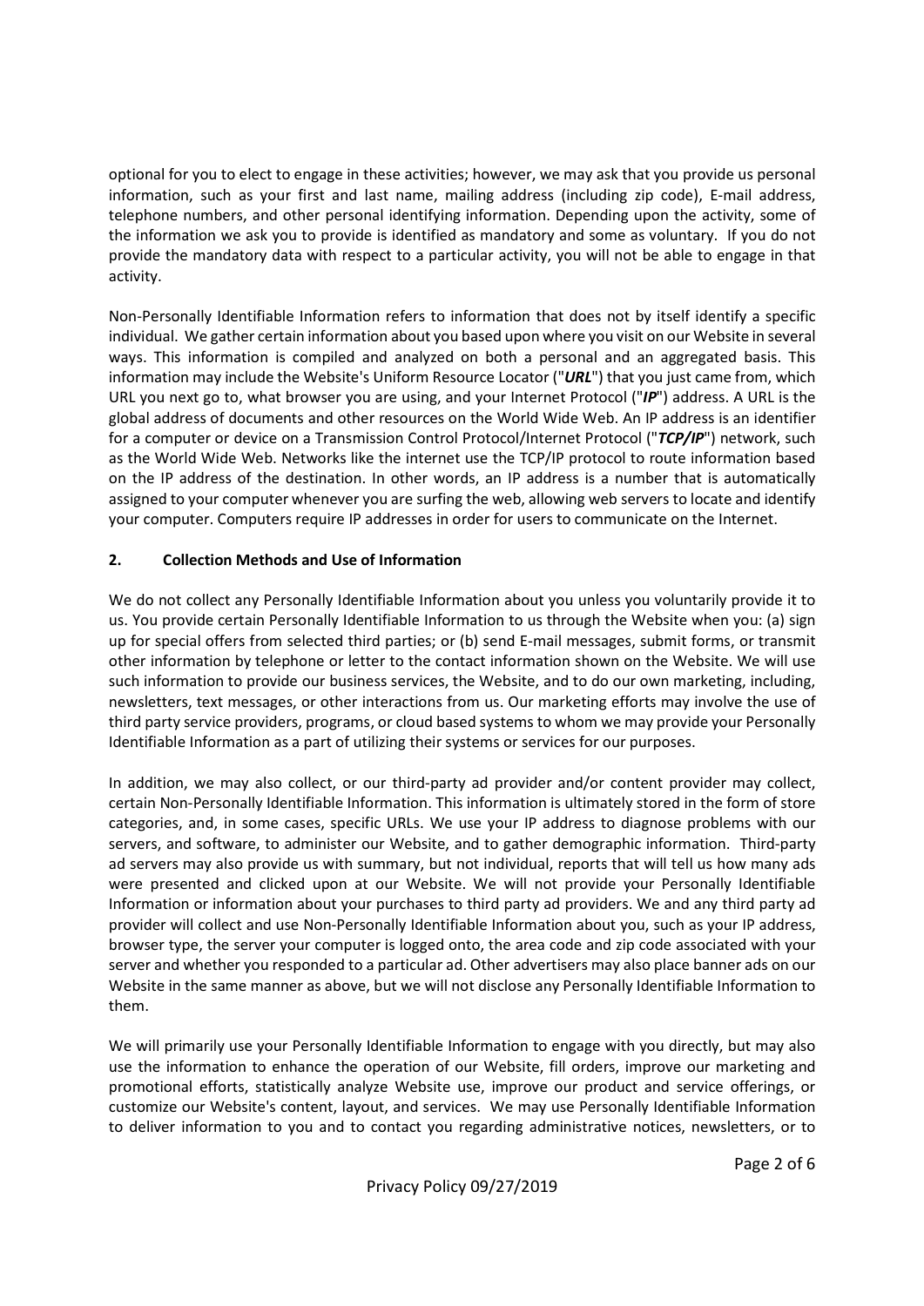optional for you to elect to engage in these activities; however, we may ask that you provide us personal information, such as your first and last name, mailing address (including zip code), E-mail address, telephone numbers, and other personal identifying information. Depending upon the activity, some of the information we ask you to provide is identified as mandatory and some as voluntary. If you do not provide the mandatory data with respect to a particular activity, you will not be able to engage in that activity.

Non-Personally Identifiable Information refers to information that does not by itself identify a specific individual. We gather certain information about you based upon where you visit on our Website in several ways. This information is compiled and analyzed on both a personal and an aggregated basis. This information may include the Website's Uniform Resource Locator ("***URL***") that you just came from, which URL you next go to, what browser you are using, and your Internet Protocol ("***IP***") address. A URL is the global address of documents and other resources on the World Wide Web. An IP address is an identifier for a computer or device on a Transmission Control Protocol/Internet Protocol ("***TCP/IP***") network, such as the World Wide Web. Networks like the internet use the TCP/IP protocol to route information based on the IP address of the destination. In other words, an IP address is a number that is automatically assigned to your computer whenever you are surfing the web, allowing web servers to locate and identify your computer. Computers require IP addresses in order for users to communicate on the Internet.

## 2. Collection Methods and Use of Information

We do not collect any Personally Identifiable Information about you unless you voluntarily provide it to us. You provide certain Personally Identifiable Information to us through the Website when you: (a) sign up for special offers from selected third parties; or (b) send E-mail messages, submit forms, or transmit other information by telephone or letter to the contact information shown on the Website. We will use such information to provide our business services, the Website, and to do our own marketing, including, newsletters, text messages, or other interactions from us. Our marketing efforts may involve the use of third party service providers, programs, or cloud based systems to whom we may provide your Personally Identifiable Information as a part of utilizing their systems or services for our purposes.

In addition, we may also collect, or our third-party ad provider and/or content provider may collect, certain Non-Personally Identifiable Information. This information is ultimately stored in the form of store categories, and, in some cases, specific URLs. We use your IP address to diagnose problems with our servers, and software, to administer our Website, and to gather demographic information. Third-party ad servers may also provide us with summary, but not individual, reports that will tell us how many ads were presented and clicked upon at our Website. We will not provide your Personally Identifiable Information or information about your purchases to third party ad providers. We and any third party ad provider will collect and use Non-Personally Identifiable Information about you, such as your IP address, browser type, the server your computer is logged onto, the area code and zip code associated with your server and whether you responded to a particular ad. Other advertisers may also place banner ads on our Website in the same manner as above, but we will not disclose any Personally Identifiable Information to them.

We will primarily use your Personally Identifiable Information to engage with you directly, but may also use the information to enhance the operation of our Website, fill orders, improve our marketing and promotional efforts, statistically analyze Website use, improve our product and service offerings, or customize our Website's content, layout, and services. We may use Personally Identifiable Information to deliver information to you and to contact you regarding administrative notices, newsletters, or to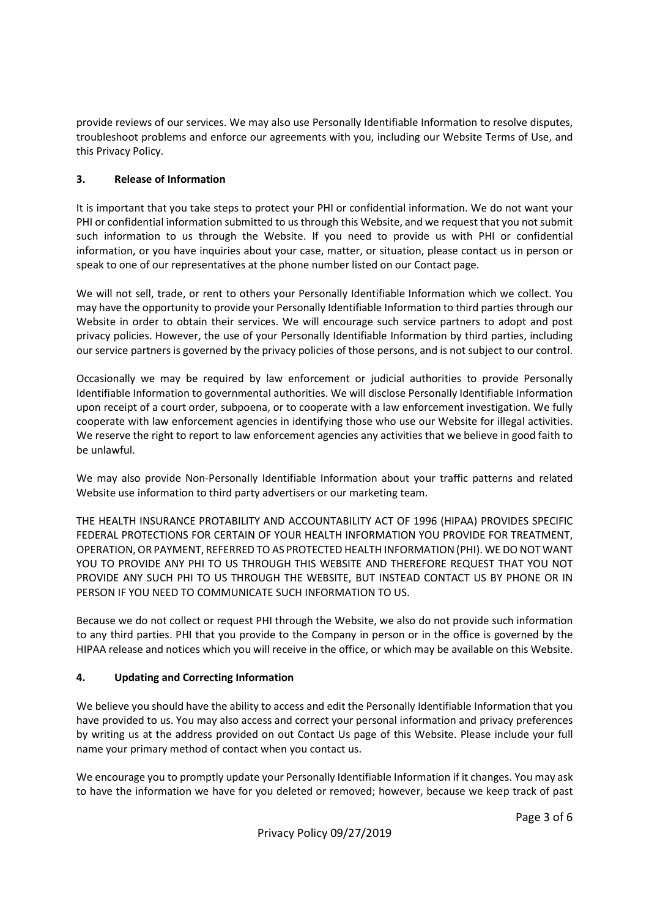provide reviews of our services. We may also use Personally Identifiable Information to resolve disputes, troubleshoot problems and enforce our agreements with you, including our Website Terms of Use, and this Privacy Policy.

## 3. Release of Information

It is important that you take steps to protect your PHI or confidential information. We do not want your PHI or confidential information submitted to us through this Website, and we request that you not submit such information to us through the Website. If you need to provide us with PHI or confidential information, or you have inquiries about your case, matter, or situation, please contact us in person or speak to one of our representatives at the phone number listed on our Contact page.

We will not sell, trade, or rent to others your Personally Identifiable Information which we collect. You may have the opportunity to provide your Personally Identifiable Information to third parties through our Website in order to obtain their services. We will encourage such service partners to adopt and post privacy policies. However, the use of your Personally Identifiable Information by third parties, including our service partners is governed by the privacy policies of those persons, and is not subject to our control.

Occasionally we may be required by law enforcement or judicial authorities to provide Personally Identifiable Information to governmental authorities. We will disclose Personally Identifiable Information upon receipt of a court order, subpoena, or to cooperate with a law enforcement investigation. We fully cooperate with law enforcement agencies in identifying those who use our Website for illegal activities. We reserve the right to report to law enforcement agencies any activities that we believe in good faith to be unlawful.

We may also provide Non-Personally Identifiable Information about your traffic patterns and related Website use information to third party advertisers or our marketing team.

THE HEALTH INSURANCE PROTABILITY AND ACCOUNTABILITY ACT OF 1996 (HIPAA) PROVIDES SPECIFIC FEDERAL PROTECTIONS FOR CERTAIN OF YOUR HEALTH INFORMATION YOU PROVIDE FOR TREATMENT, OPERATION, OR PAYMENT, REFERRED TO AS PROTECTED HEALTH INFORMATION (PHI). WE DO NOT WANT YOU TO PROVIDE ANY PHI TO US THROUGH THIS WEBSITE AND THEREFORE REQUEST THAT YOU NOT PROVIDE ANY SUCH PHI TO US THROUGH THE WEBSITE, BUT INSTEAD CONTACT US BY PHONE OR IN PERSON IF YOU NEED TO COMMUNICATE SUCH INFORMATION TO US.

Because we do not collect or request PHI through the Website, we also do not provide such information to any third parties. PHI that you provide to the Company in person or in the office is governed by the HIPAA release and notices which you will receive in the office, or which may be available on this Website.

## 4. Updating and Correcting Information

We believe you should have the ability to access and edit the Personally Identifiable Information that you have provided to us. You may also access and correct your personal information and privacy preferences by writing us at the address provided on out Contact Us page of this Website. Please include your full name your primary method of contact when you contact us.

We encourage you to promptly update your Personally Identifiable Information if it changes. You may ask to have the information we have for you deleted or removed; however, because we keep track of past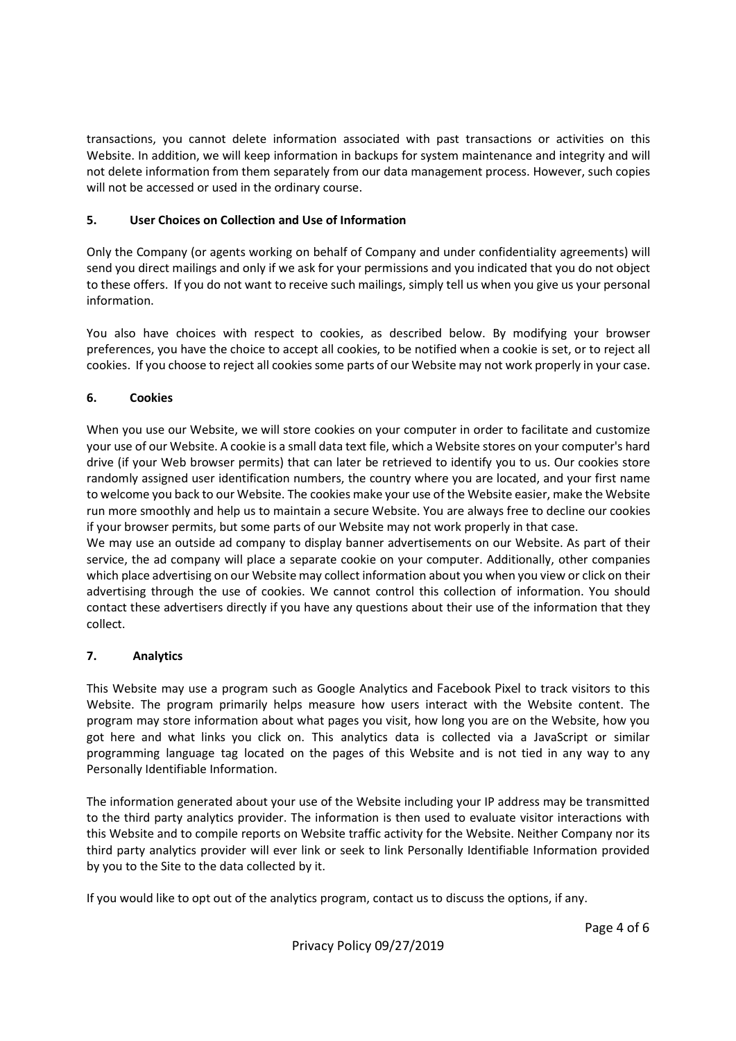transactions, you cannot delete information associated with past transactions or activities on this Website. In addition, we will keep information in backups for system maintenance and integrity and will not delete information from them separately from our data management process. However, such copies will not be accessed or used in the ordinary course.

## 5. User Choices on Collection and Use of Information

Only the Company (or agents working on behalf of Company and under confidentiality agreements) will send you direct mailings and only if we ask for your permissions and you indicated that you do not object to these offers. If you do not want to receive such mailings, simply tell us when you give us your personal information.

You also have choices with respect to cookies, as described below. By modifying your browser preferences, you have the choice to accept all cookies, to be notified when a cookie is set, or to reject all cookies. If you choose to reject all cookies some parts of our Website may not work properly in your case.

## 6. Cookies

When you use our Website, we will store cookies on your computer in order to facilitate and customize your use of our Website. A cookie is a small data text file, which a Website stores on your computer's hard drive (if your Web browser permits) that can later be retrieved to identify you to us. Our cookies store randomly assigned user identification numbers, the country where you are located, and your first name to welcome you back to our Website. The cookies make your use of the Website easier, make the Website run more smoothly and help us to maintain a secure Website. You are always free to decline our cookies if your browser permits, but some parts of our Website may not work properly in that case.

We may use an outside ad company to display banner advertisements on our Website. As part of their service, the ad company will place a separate cookie on your computer. Additionally, other companies which place advertising on our Website may collect information about you when you view or click on their advertising through the use of cookies. We cannot control this collection of information. You should contact these advertisers directly if you have any questions about their use of the information that they collect.

## 7. Analytics

This Website may use a program such as Google Analytics and Facebook Pixel to track visitors to this Website. The program primarily helps measure how users interact with the Website content. The program may store information about what pages you visit, how long you are on the Website, how you got here and what links you click on. This analytics data is collected via a JavaScript or similar programming language tag located on the pages of this Website and is not tied in any way to any Personally Identifiable Information.

The information generated about your use of the Website including your IP address may be transmitted to the third party analytics provider. The information is then used to evaluate visitor interactions with this Website and to compile reports on Website traffic activity for the Website. Neither Company nor its third party analytics provider will ever link or seek to link Personally Identifiable Information provided by you to the Site to the data collected by it.

If you would like to opt out of the analytics program, contact us to discuss the options, if any.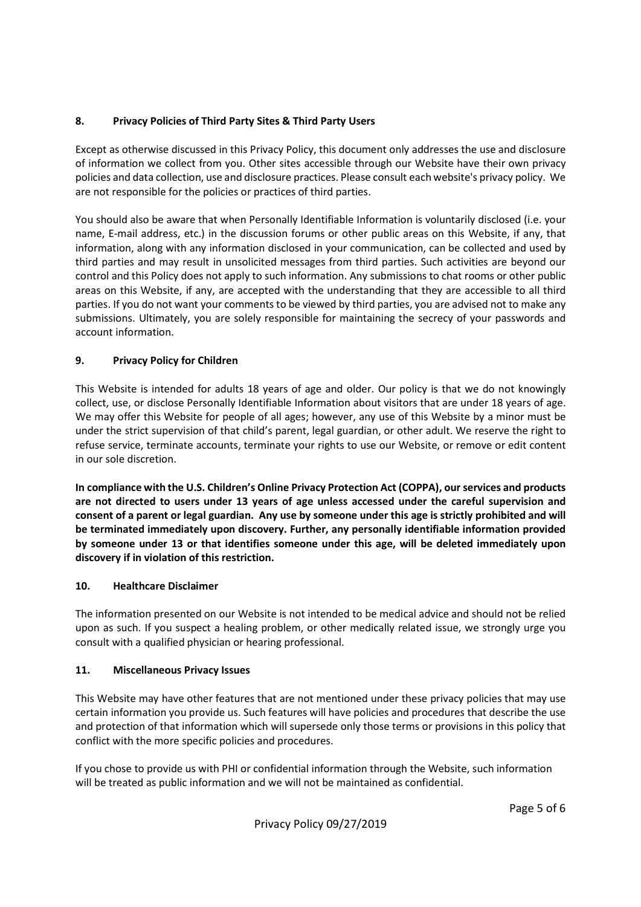## 8. Privacy Policies of Third Party Sites & Third Party Users

Except as otherwise discussed in this Privacy Policy, this document only addresses the use and disclosure of information we collect from you. Other sites accessible through our Website have their own privacy policies and data collection, use and disclosure practices. Please consult each website's privacy policy. We are not responsible for the policies or practices of third parties.

You should also be aware that when Personally Identifiable Information is voluntarily disclosed (i.e. your name, E-mail address, etc.) in the discussion forums or other public areas on this Website, if any, that information, along with any information disclosed in your communication, can be collected and used by third parties and may result in unsolicited messages from third parties. Such activities are beyond our control and this Policy does not apply to such information. Any submissions to chat rooms or other public areas on this Website, if any, are accepted with the understanding that they are accessible to all third parties. If you do not want your comments to be viewed by third parties, you are advised not to make any submissions. Ultimately, you are solely responsible for maintaining the secrecy of your passwords and account information.

## 9. Privacy Policy for Children

This Website is intended for adults 18 years of age and older. Our policy is that we do not knowingly collect, use, or disclose Personally Identifiable Information about visitors that are under 18 years of age. We may offer this Website for people of all ages; however, any use of this Website by a minor must be under the strict supervision of that child's parent, legal guardian, or other adult. We reserve the right to refuse service, terminate accounts, terminate your rights to use our Website, or remove or edit content in our sole discretion.

**In compliance with the U.S. Children's Online Privacy Protection Act (COPPA), our services and products are not directed to users under 13 years of age unless accessed under the careful supervision and consent of a parent or legal guardian. Any use by someone under this age is strictly prohibited and will be terminated immediately upon discovery. Further, any personally identifiable information provided by someone under 13 or that identifies someone under this age, will be deleted immediately upon discovery if in violation of this restriction.**

## 10. Healthcare Disclaimer

The information presented on our Website is not intended to be medical advice and should not be relied upon as such. If you suspect a healing problem, or other medically related issue, we strongly urge you consult with a qualified physician or hearing professional.

## 11. Miscellaneous Privacy Issues

This Website may have other features that are not mentioned under these privacy policies that may use certain information you provide us. Such features will have policies and procedures that describe the use and protection of that information which will supersede only those terms or provisions in this policy that conflict with the more specific policies and procedures.

If you chose to provide us with PHI or confidential information through the Website, such information will be treated as public information and we will not be maintained as confidential.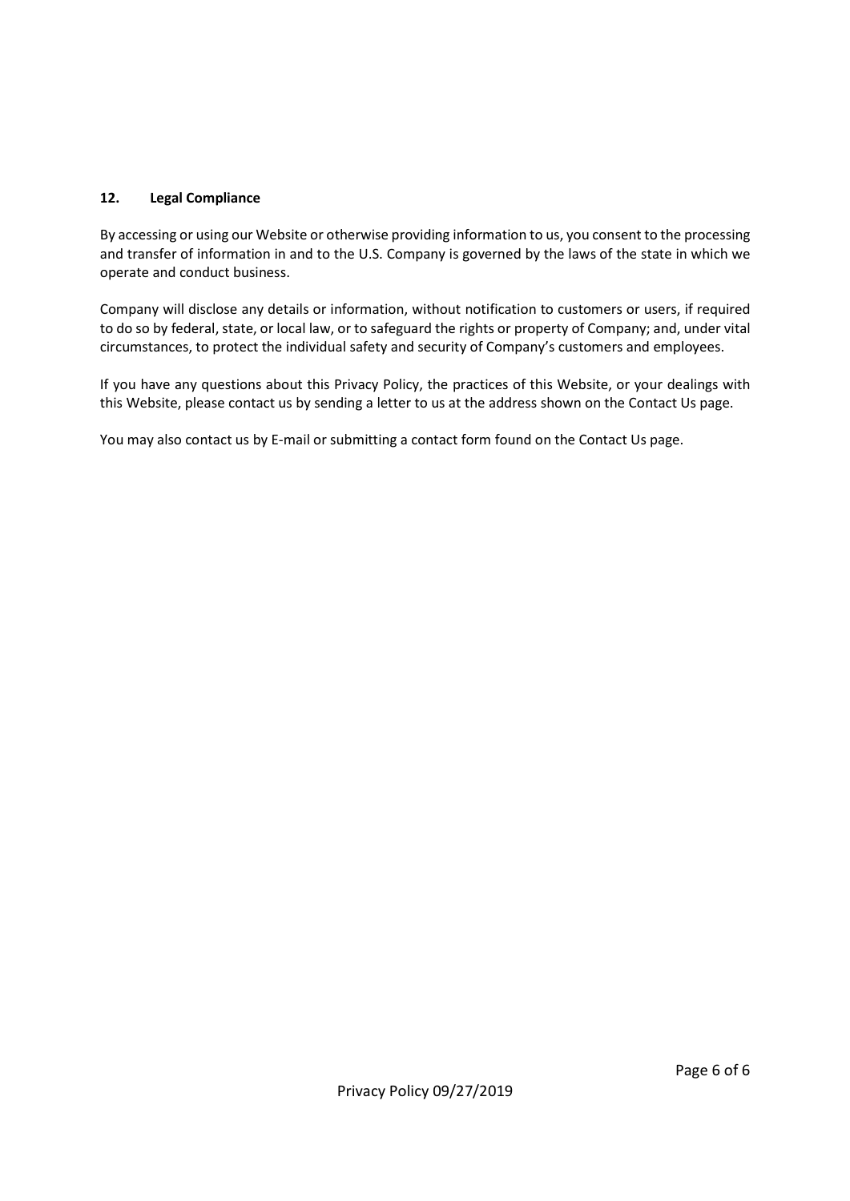## 12. Legal Compliance

By accessing or using our Website or otherwise providing information to us, you consent to the processing and transfer of information in and to the U.S. Company is governed by the laws of the state in which we operate and conduct business.

Company will disclose any details or information, without notification to customers or users, if required to do so by federal, state, or local law, or to safeguard the rights or property of Company; and, under vital circumstances, to protect the individual safety and security of Company's customers and employees.

If you have any questions about this Privacy Policy, the practices of this Website, or your dealings with this Website, please contact us by sending a letter to us at the address shown on the Contact Us page.

You may also contact us by E-mail or submitting a contact form found on the Contact Us page.